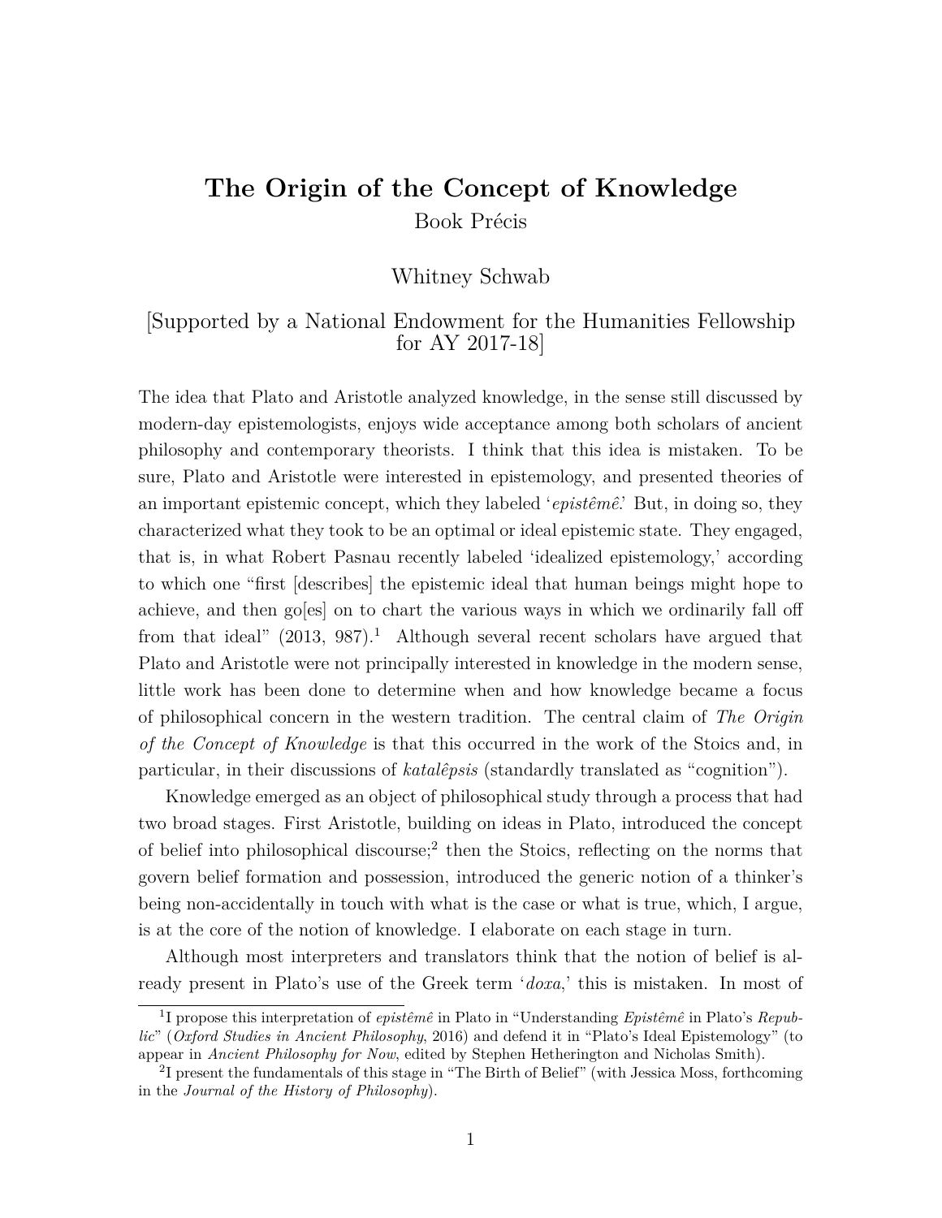# The Origin of the Concept of Knowledge

Book Précis

Whitney Schwab

[Supported by a National Endowment for the Humanities Fellowship for AY 2017-18]

The idea that Plato and Aristotle analyzed knowledge, in the sense still discussed by modern-day epistemologists, enjoys wide acceptance among both scholars of ancient philosophy and contemporary theorists. I think that this idea is mistaken. To be sure, Plato and Aristotle were interested in epistemology, and presented theories of an important epistemic concept, which they labeled '*epistêmê*.' But, in doing so, they characterized what they took to be an optimal or ideal epistemic state. They engaged, that is, in what Robert Pasnau recently labeled 'idealized epistemology,' according to which one "first [describes] the epistemic ideal that human beings might hope to achieve, and then go[es] on to chart the various ways in which we ordinarily fall off from that ideal" (2013, 987).[1] Although several recent scholars have argued that Plato and Aristotle were not principally interested in knowledge in the modern sense, little work has been done to determine when and how knowledge became a focus of philosophical concern in the western tradition. The central claim of *The Origin of the Concept of Knowledge* is that this occurred in the work of the Stoics and, in particular, in their discussions of *katalêpsis* (standardly translated as "cognition").

Knowledge emerged as an object of philosophical study through a process that had two broad stages. First Aristotle, building on ideas in Plato, introduced the concept of belief into philosophical discourse;[2] then the Stoics, reflecting on the norms that govern belief formation and possession, introduced the generic notion of a thinker's being non-accidentally in touch with what is the case or what is true, which, I argue, is at the core of the notion of knowledge. I elaborate on each stage in turn.

Although most interpreters and translators think that the notion of belief is already present in Plato's use of the Greek term '*doxa*,' this is mistaken. In most of

[1] I propose this interpretation of *epistêmê* in Plato in "Understanding *Epistêmê* in Plato's *Republic*" (*Oxford Studies in Ancient Philosophy*, 2016) and defend it in "Plato's Ideal Epistemology" (to appear in *Ancient Philosophy for Now*, edited by Stephen Hetherington and Nicholas Smith).

[2] I present the fundamentals of this stage in "The Birth of Belief" (with Jessica Moss, forthcoming in the *Journal of the History of Philosophy*).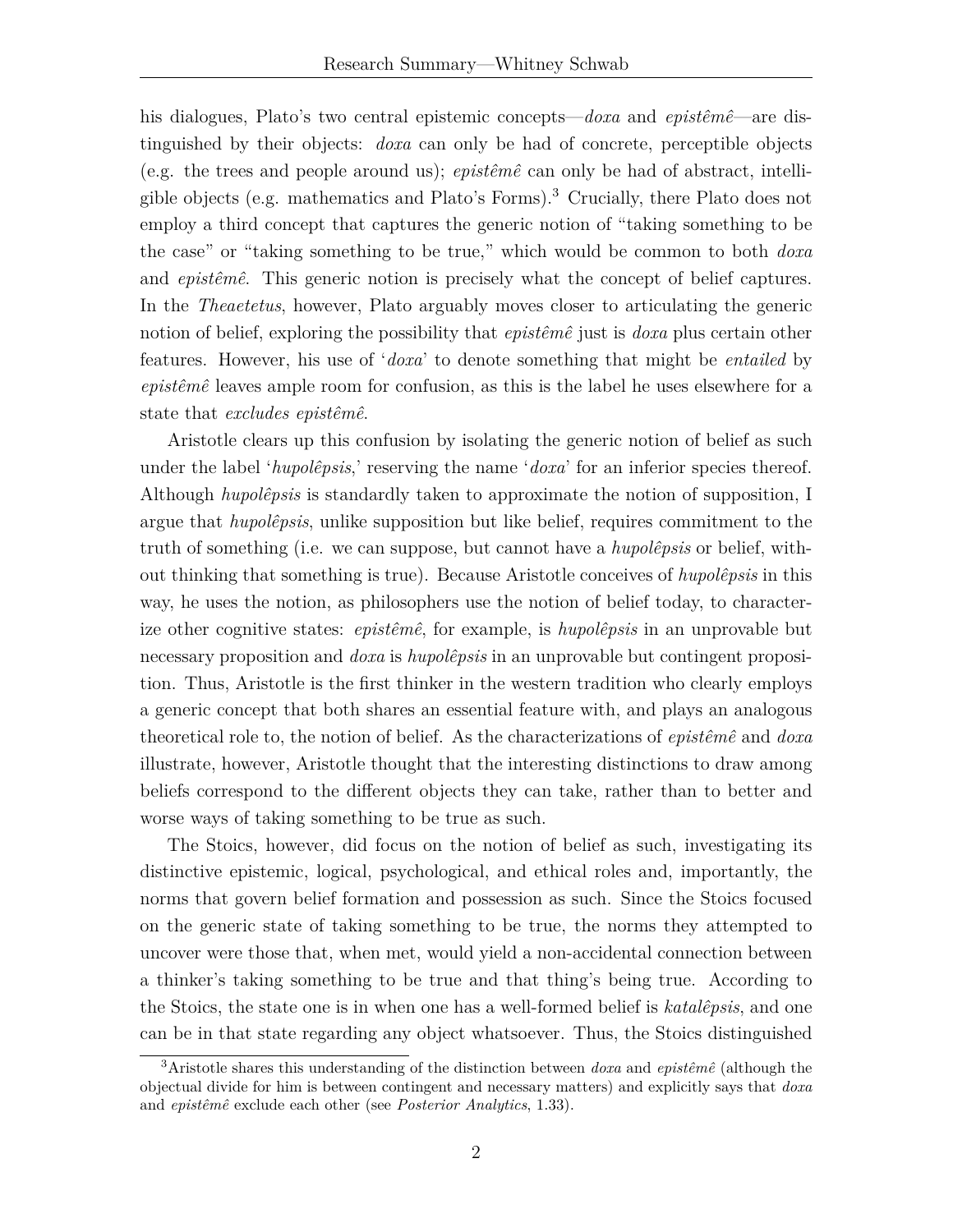his dialogues, Plato's two central epistemic concepts—*doxa* and *epistêmê*—are distinguished by their objects: *doxa* can only be had of concrete, perceptible objects (e.g. the trees and people around us); *epistêmê* can only be had of abstract, intelligible objects (e.g. mathematics and Plato's Forms).[3] Crucially, there Plato does not employ a third concept that captures the generic notion of "taking something to be the case" or "taking something to be true," which would be common to both *doxa* and *epistêmê*. This generic notion is precisely what the concept of belief captures. In the *Theaetetus*, however, Plato arguably moves closer to articulating the generic notion of belief, exploring the possibility that *epistêmê* just is *doxa* plus certain other features. However, his use of '*doxa*' to denote something that might be *entailed* by *epistêmê* leaves ample room for confusion, as this is the label he uses elsewhere for a state that *excludes epistêmê*.

Aristotle clears up this confusion by isolating the generic notion of belief as such under the label '*hupolêpsis*,' reserving the name '*doxa*' for an inferior species thereof. Although *hupolêpsis* is standardly taken to approximate the notion of supposition, I argue that *hupolêpsis*, unlike supposition but like belief, requires commitment to the truth of something (i.e. we can suppose, but cannot have a *hupolêpsis* or belief, without thinking that something is true). Because Aristotle conceives of *hupolêpsis* in this way, he uses the notion, as philosophers use the notion of belief today, to characterize other cognitive states: *epistêmê*, for example, is *hupolêpsis* in an unprovable but necessary proposition and *doxa* is *hupolêpsis* in an unprovable but contingent proposition. Thus, Aristotle is the first thinker in the western tradition who clearly employs a generic concept that both shares an essential feature with, and plays an analogous theoretical role to, the notion of belief. As the characterizations of *epistêmê* and *doxa* illustrate, however, Aristotle thought that the interesting distinctions to draw among beliefs correspond to the different objects they can take, rather than to better and worse ways of taking something to be true as such.

The Stoics, however, did focus on the notion of belief as such, investigating its distinctive epistemic, logical, psychological, and ethical roles and, importantly, the norms that govern belief formation and possession as such. Since the Stoics focused on the generic state of taking something to be true, the norms they attempted to uncover were those that, when met, would yield a non-accidental connection between a thinker's taking something to be true and that thing's being true. According to the Stoics, the state one is in when one has a well-formed belief is *katalêpsis*, and one can be in that state regarding any object whatsoever. Thus, the Stoics distinguished

[3] Aristotle shares this understanding of the distinction between *doxa* and *epistêmê* (although the objectual divide for him is between contingent and necessary matters) and explicitly says that *doxa* and *epistêmê* exclude each other (see *Posterior Analytics*, 1.33).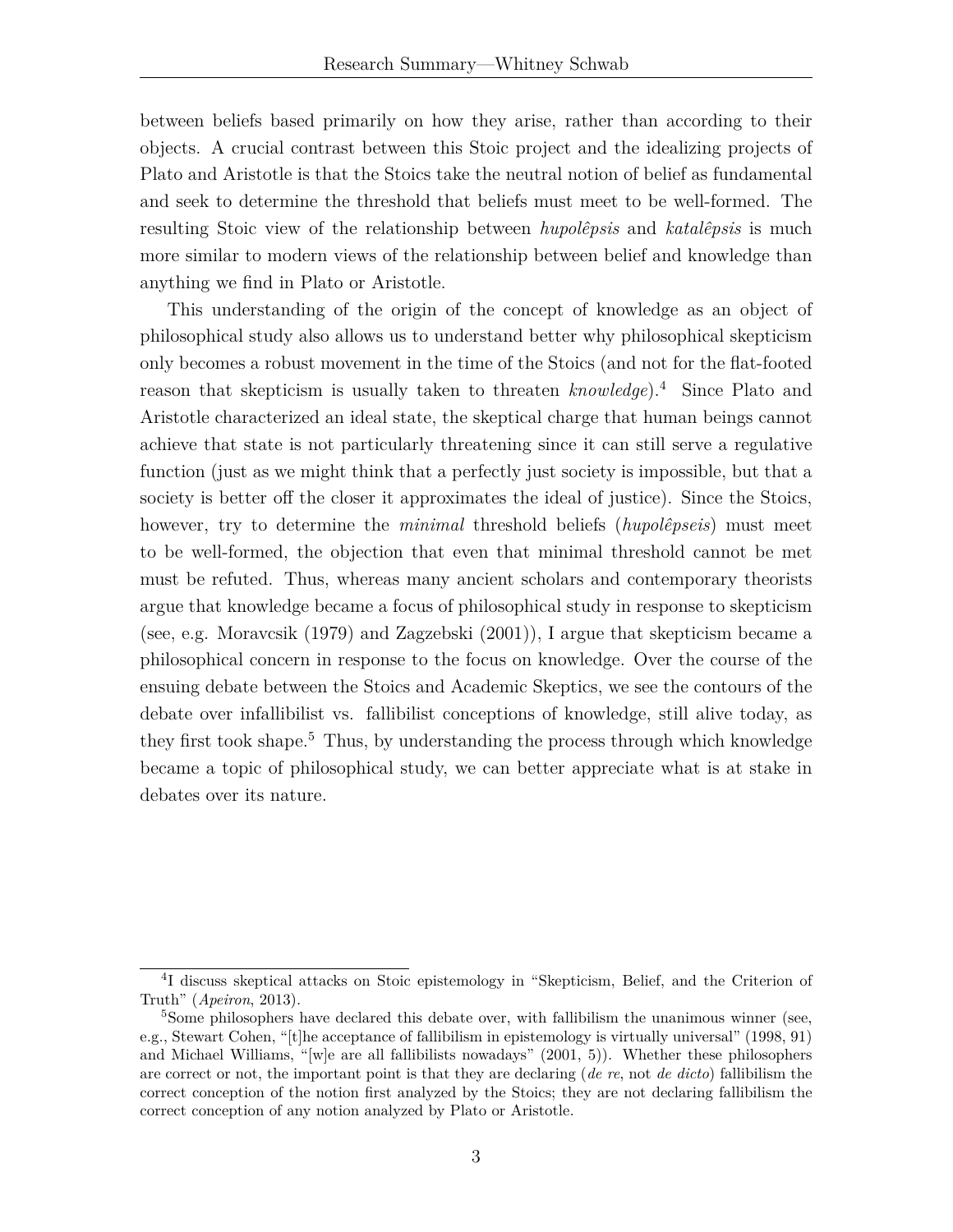between beliefs based primarily on how they arise, rather than according to their objects. A crucial contrast between this Stoic project and the idealizing projects of Plato and Aristotle is that the Stoics take the neutral notion of belief as fundamental and seek to determine the threshold that beliefs must meet to be well-formed. The resulting Stoic view of the relationship between *hupolêpsis* and *katalêpsis* is much more similar to modern views of the relationship between belief and knowledge than anything we find in Plato or Aristotle.

This understanding of the origin of the concept of knowledge as an object of philosophical study also allows us to understand better why philosophical skepticism only becomes a robust movement in the time of the Stoics (and not for the flat-footed reason that skepticism is usually taken to threaten *knowledge*).[4] Since Plato and Aristotle characterized an ideal state, the skeptical charge that human beings cannot achieve that state is not particularly threatening since it can still serve a regulative function (just as we might think that a perfectly just society is impossible, but that a society is better off the closer it approximates the ideal of justice). Since the Stoics, however, try to determine the *minimal* threshold beliefs (*hupolêpseis*) must meet to be well-formed, the objection that even that minimal threshold cannot be met must be refuted. Thus, whereas many ancient scholars and contemporary theorists argue that knowledge became a focus of philosophical study in response to skepticism (see, e.g. Moravcsik (1979) and Zagzebski (2001)), I argue that skepticism became a philosophical concern in response to the focus on knowledge. Over the course of the ensuing debate between the Stoics and Academic Skeptics, we see the contours of the debate over infallibilist vs. fallibilist conceptions of knowledge, still alive today, as they first took shape.[5] Thus, by understanding the process through which knowledge became a topic of philosophical study, we can better appreciate what is at stake in debates over its nature.

[4] I discuss skeptical attacks on Stoic epistemology in "Skepticism, Belief, and the Criterion of Truth" (*Apeiron*, 2013).

[5] Some philosophers have declared this debate over, with fallibilism the unanimous winner (see, e.g., Stewart Cohen, "[t]he acceptance of fallibilism in epistemology is virtually universal" (1998, 91) and Michael Williams, "[w]e are all fallibilists nowadays" (2001, 5)). Whether these philosophers are correct or not, the important point is that they are declaring (*de re*, not *de dicto*) fallibilism the correct conception of the notion first analyzed by the Stoics; they are not declaring fallibilism the correct conception of any notion analyzed by Plato or Aristotle.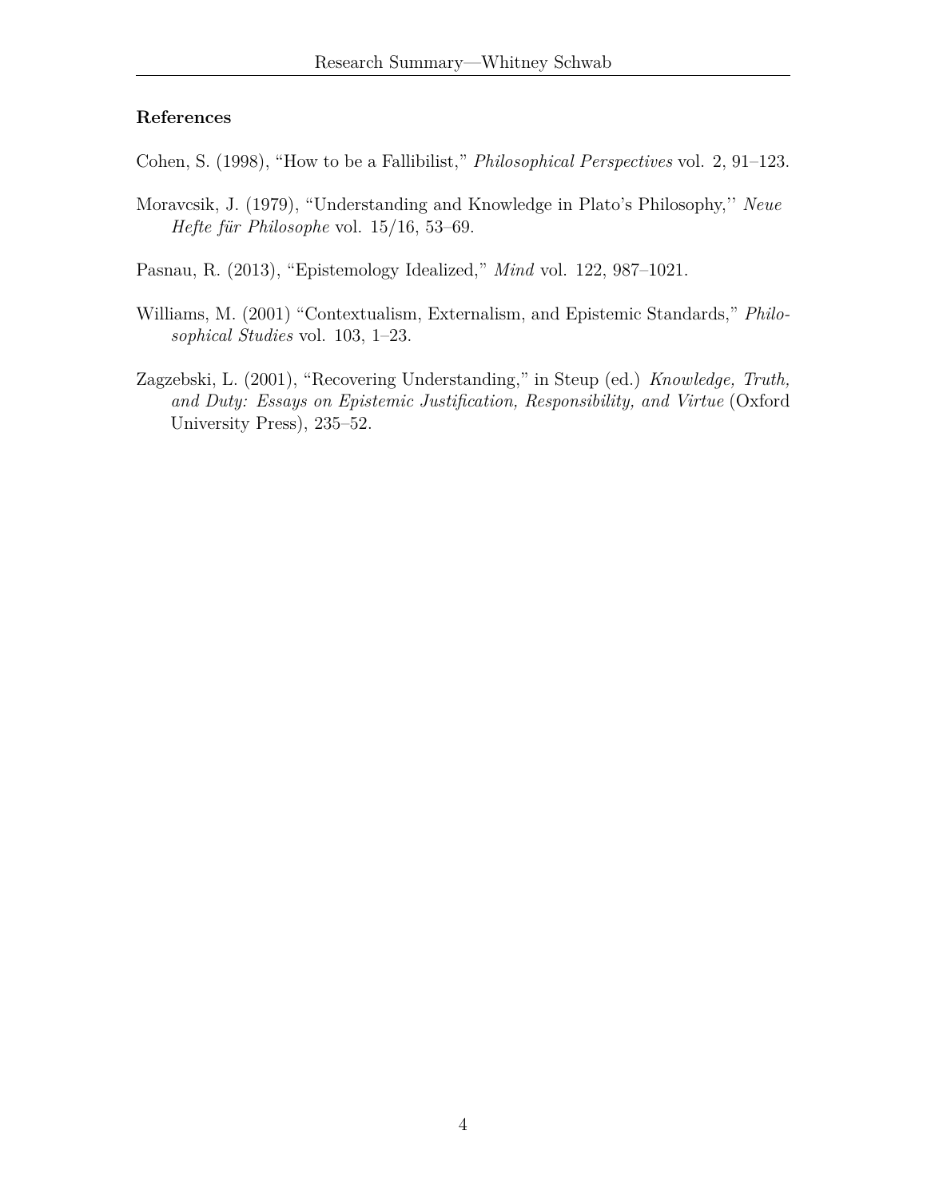**References**

Cohen, S. (1998), "How to be a Fallibilist," *Philosophical Perspectives* vol. 2, 91–123.

Moravcsik, J. (1979), "Understanding and Knowledge in Plato's Philosophy,'' *Neue Hefte für Philosophe* vol. 15/16, 53–69.

Pasnau, R. (2013), "Epistemology Idealized," *Mind* vol. 122, 987–1021.

Williams, M. (2001) "Contextualism, Externalism, and Epistemic Standards," *Philosophical Studies* vol. 103, 1–23.

Zagzebski, L. (2001), "Recovering Understanding," in Steup (ed.) *Knowledge, Truth, and Duty: Essays on Epistemic Justification, Responsibility, and Virtue* (Oxford University Press), 235–52.